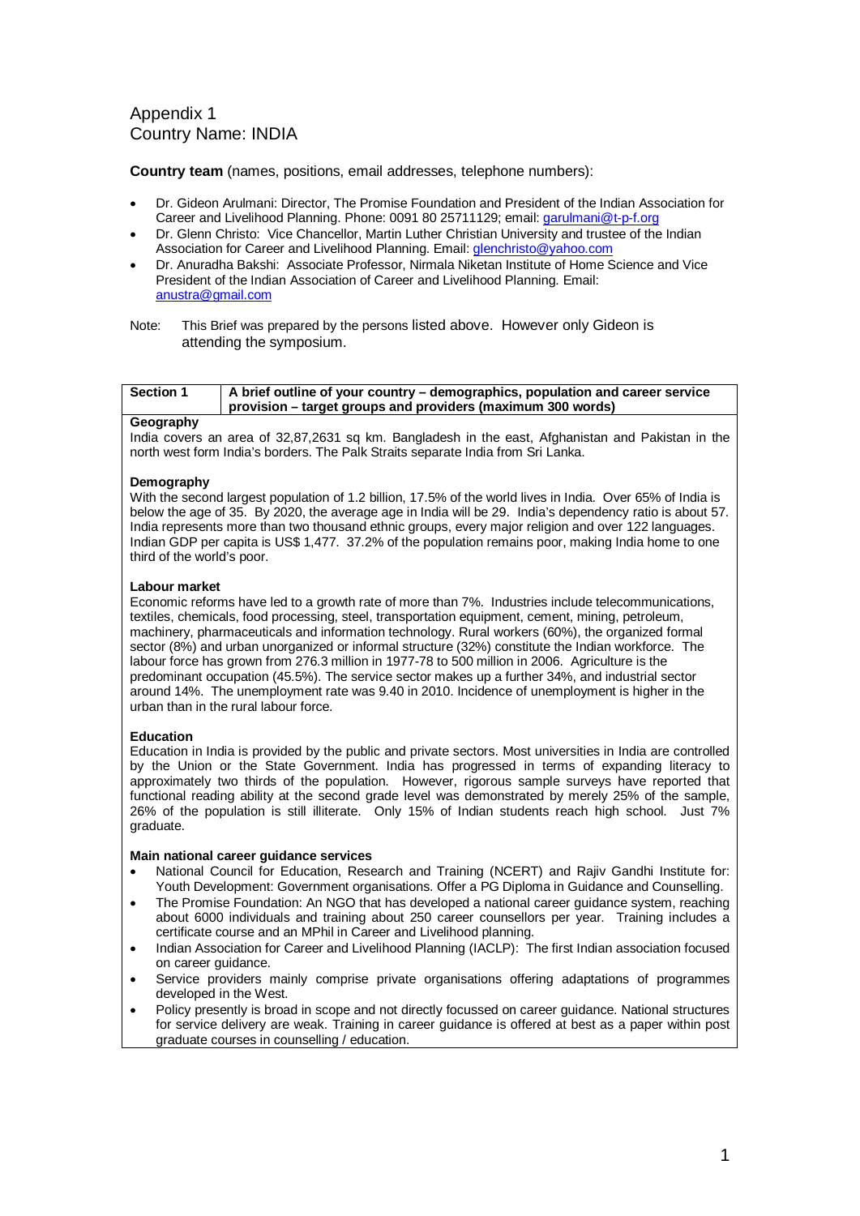Appendix 1
Country Name: INDIA

**Country team** (names, positions, email addresses, telephone numbers):

- Dr. Gideon Arulmani: Director, The Promise Foundation and President of the Indian Association for Career and Livelihood Planning. Phone: 0091 80 25711129; email: garulmani@t-p-f.org
- Dr. Glenn Christo: Vice Chancellor, Martin Luther Christian University and trustee of the Indian Association for Career and Livelihood Planning. Email: glenchristo@yahoo.com
- Dr. Anuradha Bakshi: Associate Professor, Nirmala Niketan Institute of Home Science and Vice President of the Indian Association of Career and Livelihood Planning. Email: anustra@gmail.com

Note: This Brief was prepared by the persons listed above. However only Gideon is attending the symposium.

| Section 1 | A brief outline of your country – demographics, population and career service provision – target groups and providers (maximum 300 words) |
|---|---|

**Geography**

India covers an area of 32,87,2631 sq km. Bangladesh in the east, Afghanistan and Pakistan in the north west form India's borders. The Palk Straits separate India from Sri Lanka.

**Demography**

With the second largest population of 1.2 billion, 17.5% of the world lives in India. Over 65% of India is below the age of 35. By 2020, the average age in India will be 29. India's dependency ratio is about 57. India represents more than two thousand ethnic groups, every major religion and over 122 languages. Indian GDP per capita is US$ 1,477. 37.2% of the population remains poor, making India home to one third of the world's poor.

**Labour market**

Economic reforms have led to a growth rate of more than 7%. Industries include telecommunications, textiles, chemicals, food processing, steel, transportation equipment, cement, mining, petroleum, machinery, pharmaceuticals and information technology. Rural workers (60%), the organized formal sector (8%) and urban unorganized or informal structure (32%) constitute the Indian workforce. The labour force has grown from 276.3 million in 1977-78 to 500 million in 2006. Agriculture is the predominant occupation (45.5%). The service sector makes up a further 34%, and industrial sector around 14%. The unemployment rate was 9.40 in 2010. Incidence of unemployment is higher in the urban than in the rural labour force.

**Education**

Education in India is provided by the public and private sectors. Most universities in India are controlled by the Union or the State Government. India has progressed in terms of expanding literacy to approximately two thirds of the population. However, rigorous sample surveys have reported that functional reading ability at the second grade level was demonstrated by merely 25% of the sample, 26% of the population is still illiterate. Only 15% of Indian students reach high school. Just 7% graduate.

**Main national career guidance services**

- National Council for Education, Research and Training (NCERT) and Rajiv Gandhi Institute for: Youth Development: Government organisations. Offer a PG Diploma in Guidance and Counselling.
- The Promise Foundation: An NGO that has developed a national career guidance system, reaching about 6000 individuals and training about 250 career counsellors per year. Training includes a certificate course and an MPhil in Career and Livelihood planning.
- Indian Association for Career and Livelihood Planning (IACLP): The first Indian association focused on career guidance.
- Service providers mainly comprise private organisations offering adaptations of programmes developed in the West.
- Policy presently is broad in scope and not directly focussed on career guidance. National structures for service delivery are weak. Training in career guidance is offered at best as a paper within post graduate courses in counselling / education.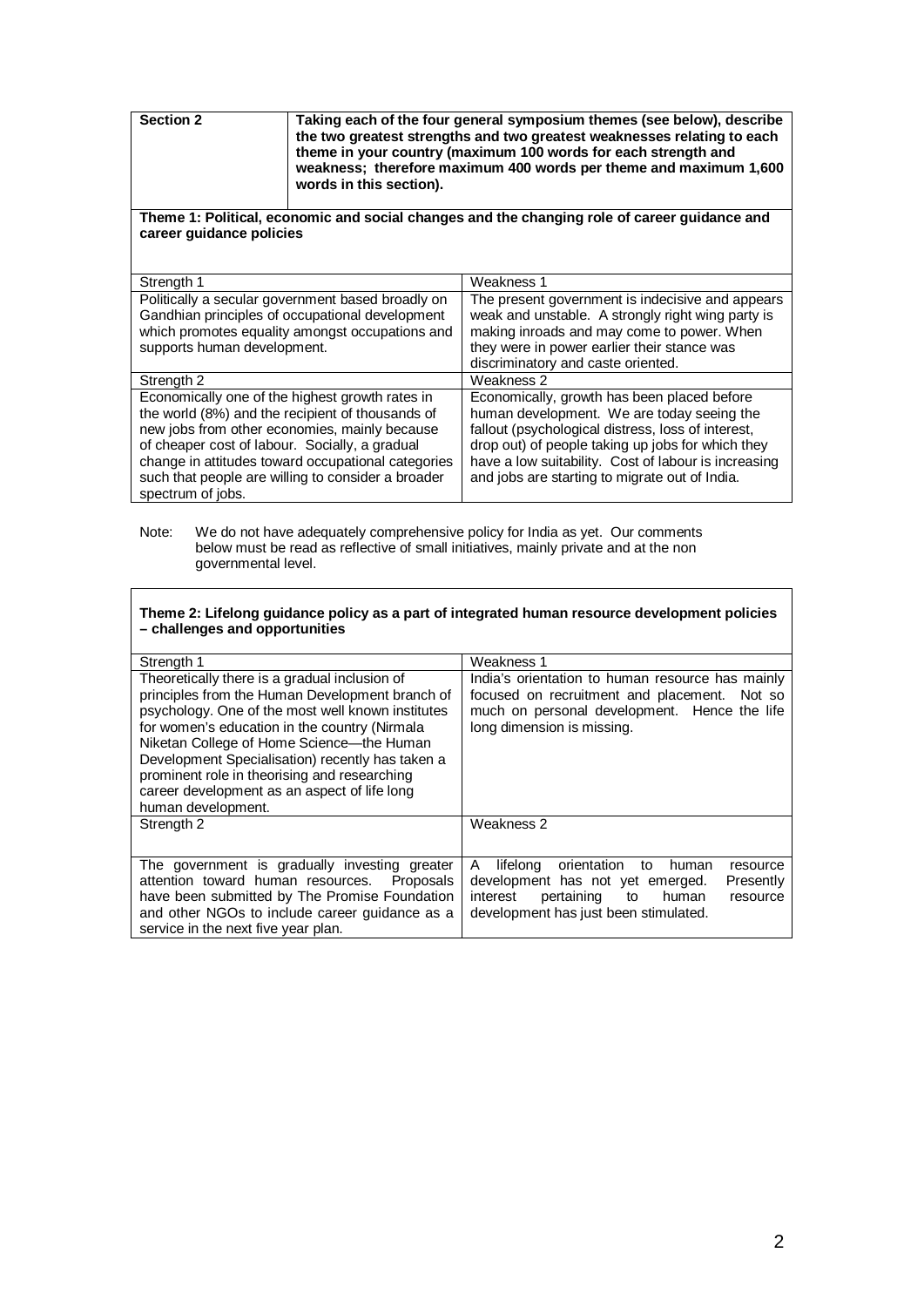| **Section 2** | **Taking each of the four general symposium themes (see below), describe the two greatest strengths and two greatest weaknesses relating to each theme in your country (maximum 100 words for each strength and weakness; therefore maximum 400 words per theme and maximum 1,600 words in this section).** |
|---|---|

**Theme 1: Political, economic and social changes and the changing role of career guidance and career guidance policies**

| Strength 1 | Weakness 1 |
|---|---|
| Politically a secular government based broadly on Gandhian principles of occupational development which promotes equality amongst occupations and supports human development. | The present government is indecisive and appears weak and unstable. A strongly right wing party is making inroads and may come to power. When they were in power earlier their stance was discriminatory and caste oriented. |
| **Strength 2** | **Weakness 2** |
| Economically one of the highest growth rates in the world (8%) and the recipient of thousands of new jobs from other economies, mainly because of cheaper cost of labour. Socially, a gradual change in attitudes toward occupational categories such that people are willing to consider a broader spectrum of jobs. | Economically, growth has been placed before human development. We are today seeing the fallout (psychological distress, loss of interest, drop out) of people taking up jobs for which they have a low suitability. Cost of labour is increasing and jobs are starting to migrate out of India. |

Note: We do not have adequately comprehensive policy for India as yet. Our comments below must be read as reflective of small initiatives, mainly private and at the non governmental level.

**Theme 2: Lifelong guidance policy as a part of integrated human resource development policies – challenges and opportunities**

| Strength 1 | Weakness 1 |
|---|---|
| Theoretically there is a gradual inclusion of principles from the Human Development branch of psychology. One of the most well known institutes for women's education in the country (Nirmala Niketan College of Home Science—the Human Development Specialisation) recently has taken a prominent role in theorising and researching career development as an aspect of life long human development. | India's orientation to human resource has mainly focused on recruitment and placement. Not so much on personal development. Hence the life long dimension is missing. |
| **Strength 2** | **Weakness 2** |
| The government is gradually investing greater attention toward human resources. Proposals have been submitted by The Promise Foundation and other NGOs to include career guidance as a service in the next five year plan. | A lifelong orientation to human resource development has not yet emerged. Presently interest pertaining to human resource development has just been stimulated. |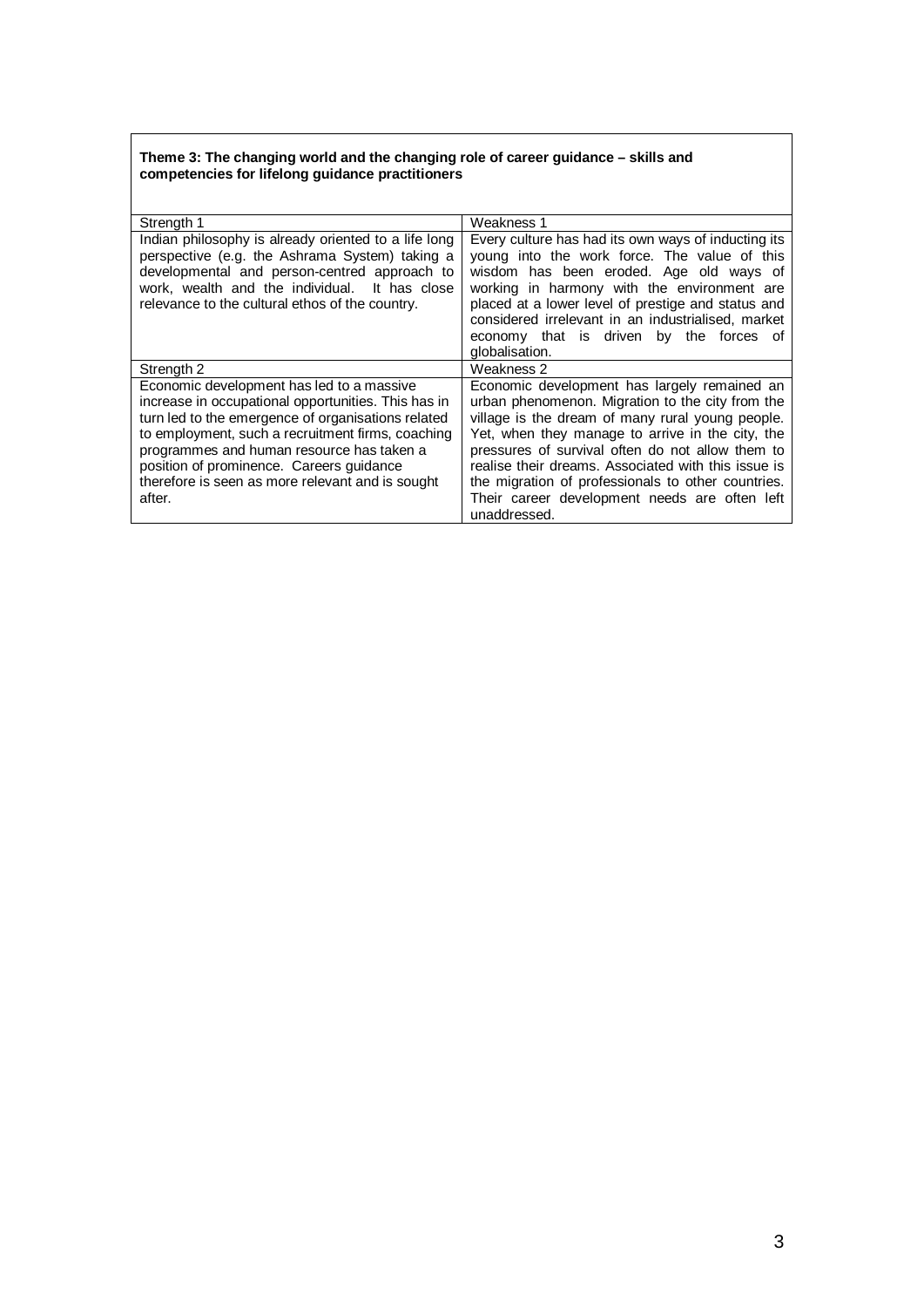**Theme 3: The changing world and the changing role of career guidance – skills and competencies for lifelong guidance practitioners**

| Strength 1 | Weakness 1 |
| --- | --- |
| Indian philosophy is already oriented to a life long perspective (e.g. the Ashrama System) taking a developmental and person-centred approach to work, wealth and the individual. It has close relevance to the cultural ethos of the country. | Every culture has had its own ways of inducting its young into the work force. The value of this wisdom has been eroded. Age old ways of working in harmony with the environment are placed at a lower level of prestige and status and considered irrelevant in an industrialised, market economy that is driven by the forces of globalisation. |
| **Strength 2** | **Weakness 2** |
| Economic development has led to a massive increase in occupational opportunities. This has in turn led to the emergence of organisations related to employment, such a recruitment firms, coaching programmes and human resource has taken a position of prominence. Careers guidance therefore is seen as more relevant and is sought after. | Economic development has largely remained an urban phenomenon. Migration to the city from the village is the dream of many rural young people. Yet, when they manage to arrive in the city, the pressures of survival often do not allow them to realise their dreams. Associated with this issue is the migration of professionals to other countries. Their career development needs are often left unaddressed. |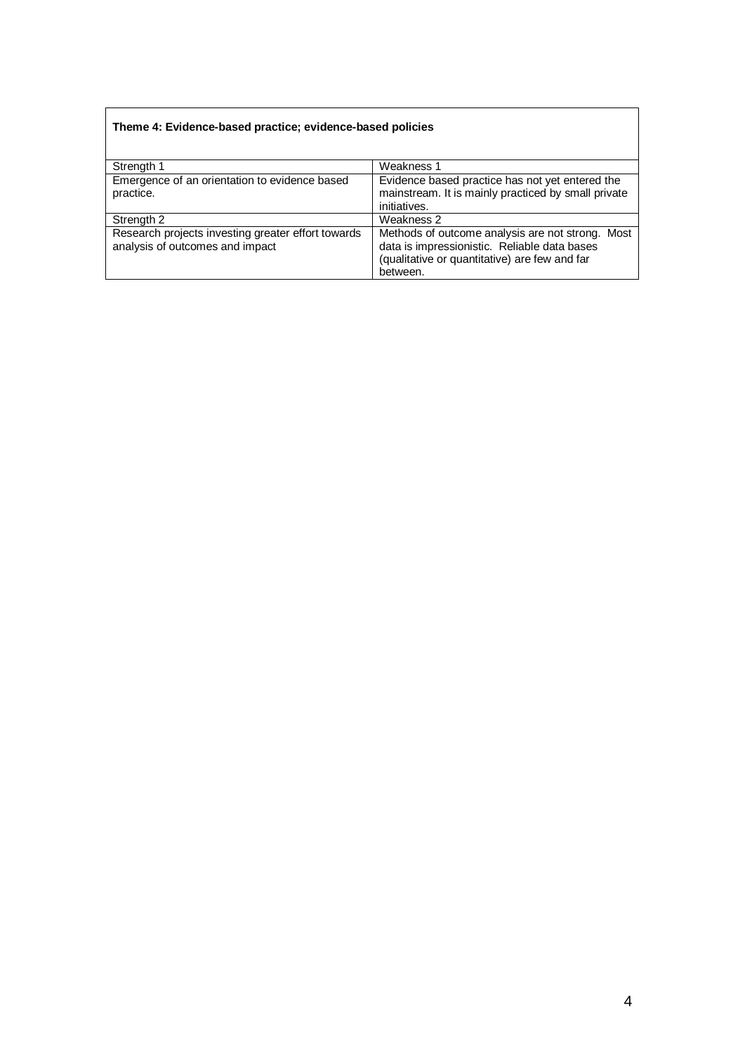**Theme 4: Evidence-based practice; evidence-based policies**

| Strength 1 | Weakness 1 |
|---|---|
| Emergence of an orientation to evidence based practice. | Evidence based practice has not yet entered the mainstream. It is mainly practiced by small private initiatives. |
| Strength 2 | Weakness 2 |
| Research projects investing greater effort towards analysis of outcomes and impact | Methods of outcome analysis are not strong. Most data is impressionistic. Reliable data bases (qualitative or quantitative) are few and far between. |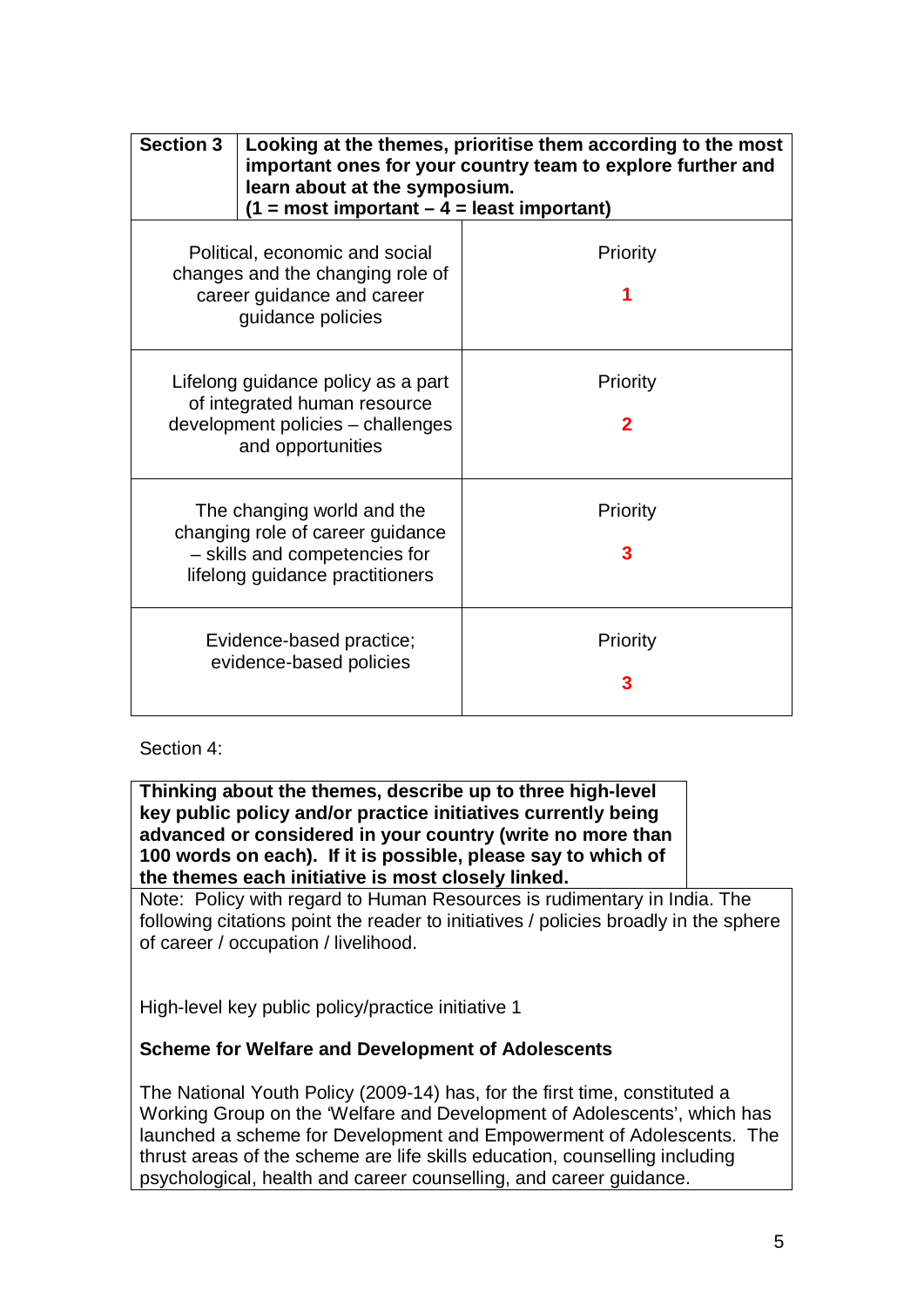| **Section 3** | **Looking at the themes, prioritise them according to the most important ones for your country team to explore further and learn about at the symposium. (1 = most important – 4 = least important)** |
|---|---|
| Political, economic and social changes and the changing role of career guidance and career guidance policies | Priority **1** |
| Lifelong guidance policy as a part of integrated human resource development policies – challenges and opportunities | Priority **2** |
| The changing world and the changing role of career guidance – skills and competencies for lifelong guidance practitioners | Priority **3** |
| Evidence-based practice; evidence-based policies | Priority **3** |

Section 4:

**Thinking about the themes, describe up to three high-level key public policy and/or practice initiatives currently being advanced or considered in your country (write no more than 100 words on each). If it is possible, please say to which of the themes each initiative is most closely linked.**

Note: Policy with regard to Human Resources is rudimentary in India. The following citations point the reader to initiatives / policies broadly in the sphere of career / occupation / livelihood.

High-level key public policy/practice initiative 1

**Scheme for Welfare and Development of Adolescents**

The National Youth Policy (2009-14) has, for the first time, constituted a Working Group on the 'Welfare and Development of Adolescents', which has launched a scheme for Development and Empowerment of Adolescents. The thrust areas of the scheme are life skills education, counselling including psychological, health and career counselling, and career guidance.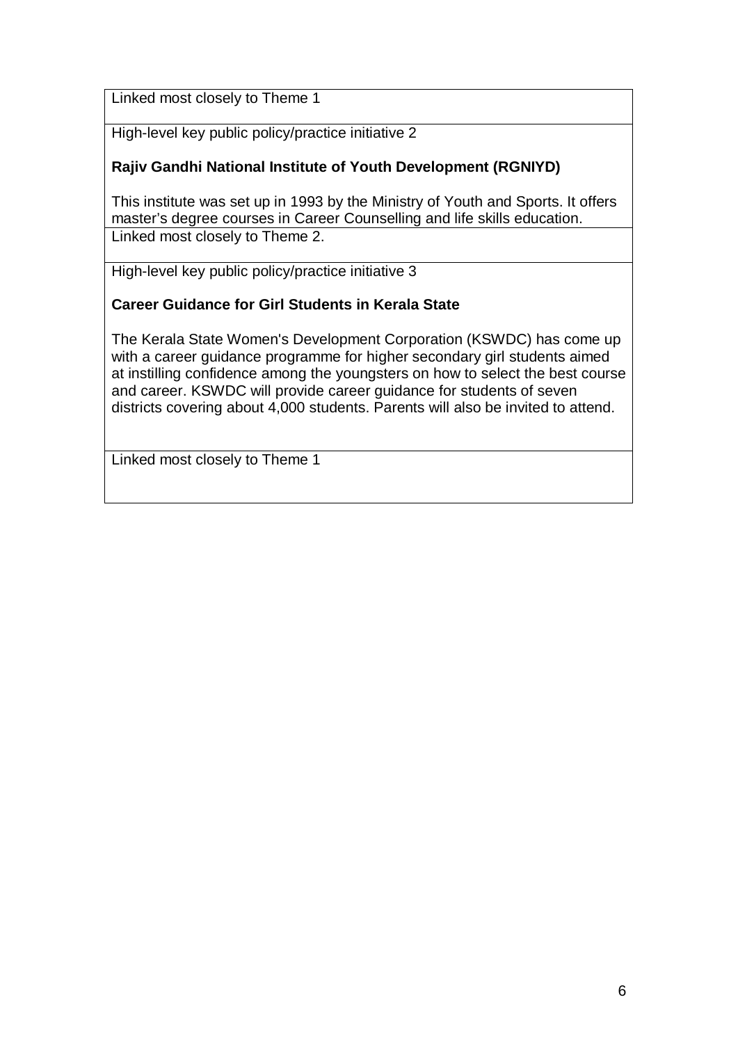Linked most closely to Theme 1

High-level key public policy/practice initiative 2

**Rajiv Gandhi National Institute of Youth Development (RGNIYD)**

This institute was set up in 1993 by the Ministry of Youth and Sports. It offers master's degree courses in Career Counselling and life skills education.

Linked most closely to Theme 2.

High-level key public policy/practice initiative 3

**Career Guidance for Girl Students in Kerala State**

The Kerala State Women's Development Corporation (KSWDC) has come up with a career guidance programme for higher secondary girl students aimed at instilling confidence among the youngsters on how to select the best course and career. KSWDC will provide career guidance for students of seven districts covering about 4,000 students. Parents will also be invited to attend.

Linked most closely to Theme 1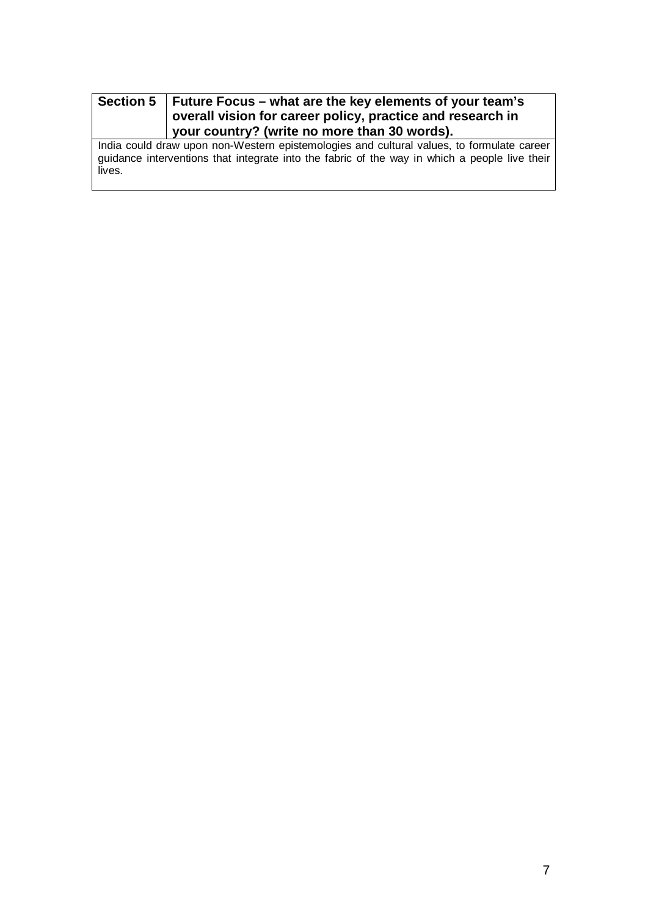| Section 5 | Future Focus – what are the key elements of your team's overall vision for career policy, practice and research in your country? (write no more than 30 words). |
| --- | --- |
| India could draw upon non-Western epistemologies and cultural values, to formulate career guidance interventions that integrate into the fabric of the way in which a people live their lives. | |